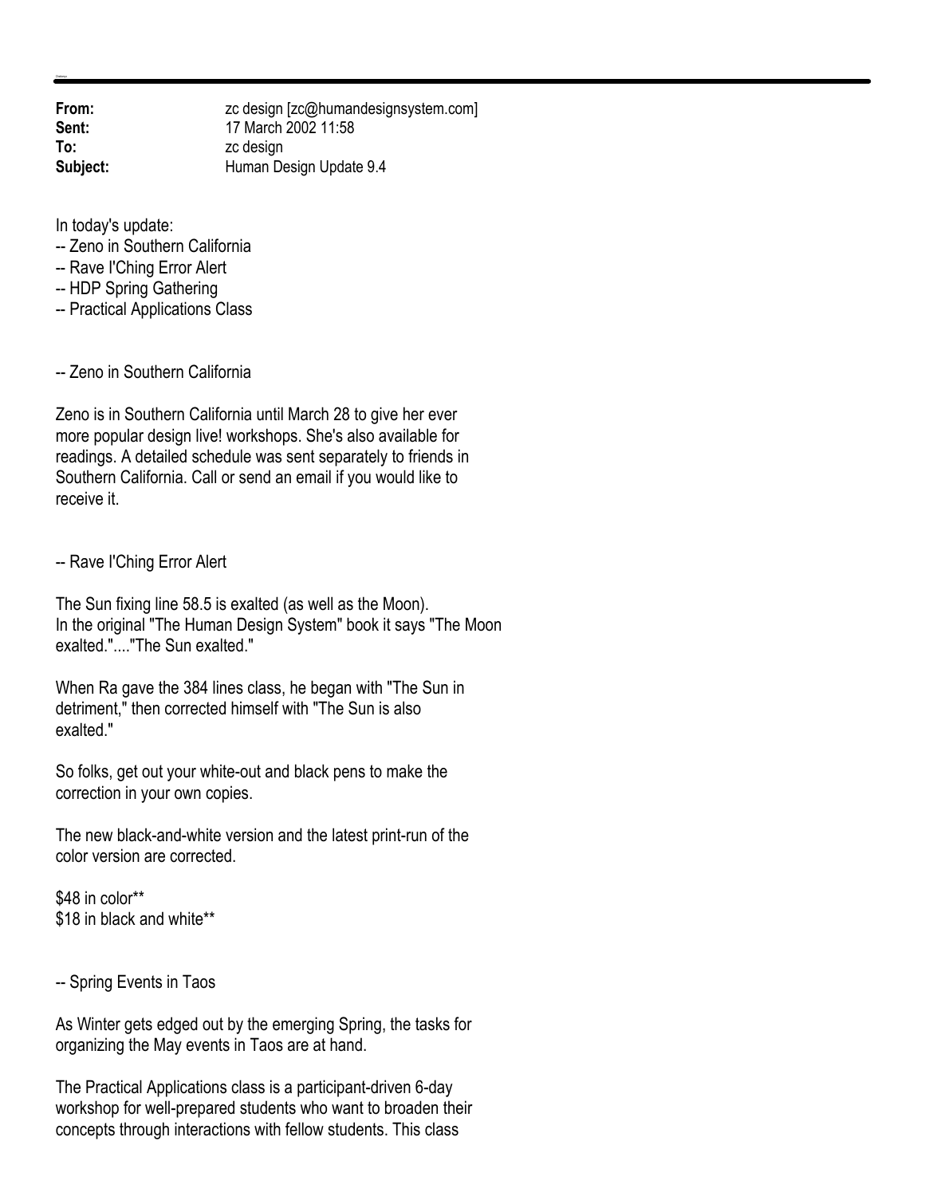**From:** zc design [zc@humandesignsystem.com]
**Sent:** 17 March 2002 11:58
**To:** zc design
**Subject:** Human Design Update 9.4

In today's update:
-- Zeno in Southern California
-- Rave I'Ching Error Alert
-- HDP Spring Gathering
-- Practical Applications Class

-- Zeno in Southern California

Zeno is in Southern California until March 28 to give her ever more popular design live! workshops. She's also available for readings. A detailed schedule was sent separately to friends in Southern California. Call or send an email if you would like to receive it.

-- Rave I'Ching Error Alert

The Sun fixing line 58.5 is exalted (as well as the Moon). In the original "The Human Design System" book it says "The Moon exalted."...."The Sun exalted."

When Ra gave the 384 lines class, he began with "The Sun in detriment," then corrected himself with "The Sun is also exalted."

So folks, get out your white-out and black pens to make the correction in your own copies.

The new black-and-white version and the latest print-run of the color version are corrected.

$48 in color**
$18 in black and white**

-- Spring Events in Taos

As Winter gets edged out by the emerging Spring, the tasks for organizing the May events in Taos are at hand.

The Practical Applications class is a participant-driven 6-day workshop for well-prepared students who want to broaden their concepts through interactions with fellow students. This class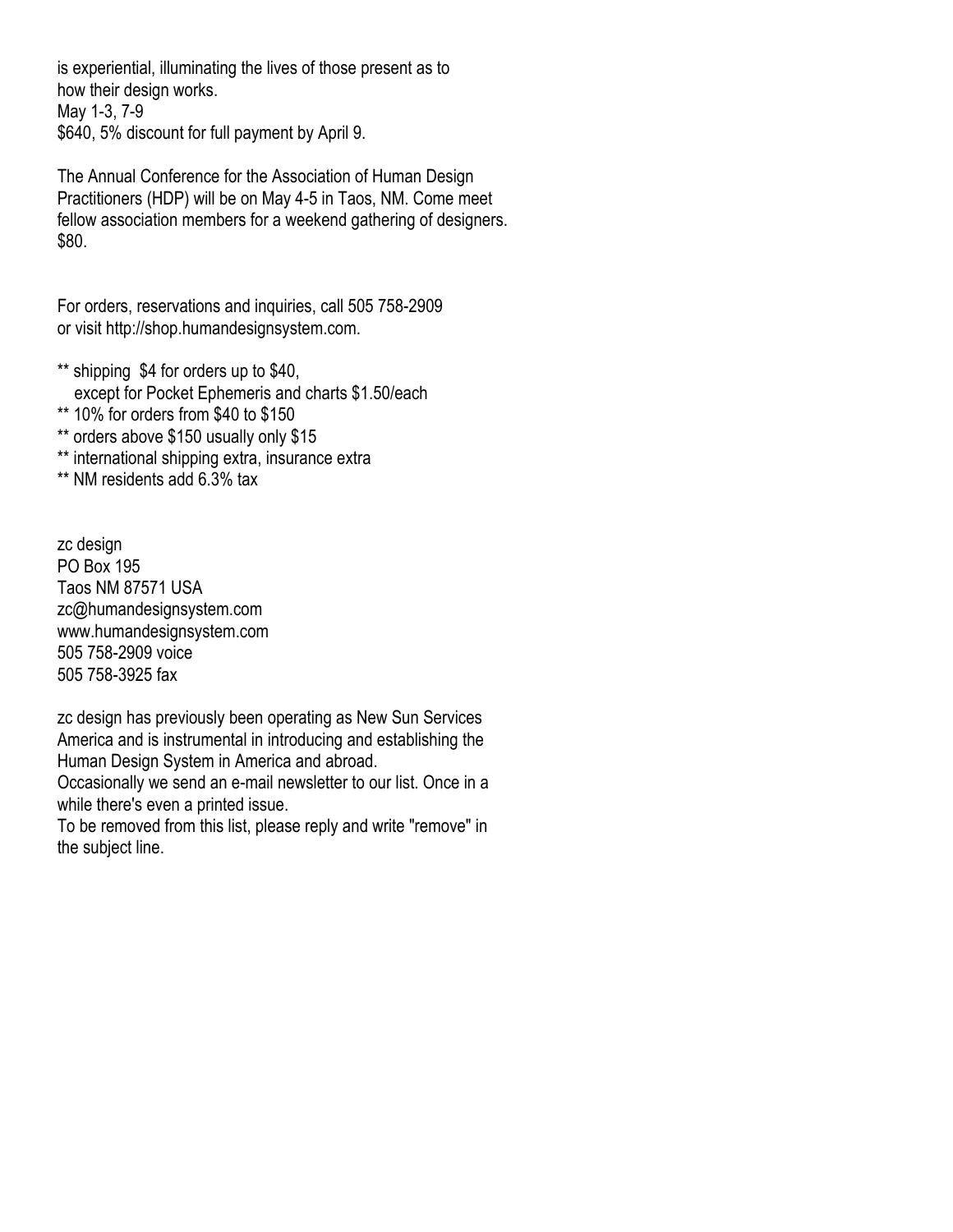is experiential, illuminating the lives of those present as to how their design works.
May 1-3, 7-9
$640, 5% discount for full payment by April 9.

The Annual Conference for the Association of Human Design Practitioners (HDP) will be on May 4-5 in Taos, NM. Come meet fellow association members for a weekend gathering of designers.
$80.

For orders, reservations and inquiries, call 505 758-2909
or visit http://shop.humandesignsystem.com.

** shipping  $4 for orders up to $40,
   except for Pocket Ephemeris and charts $1.50/each
** 10% for orders from $40 to $150
** orders above $150 usually only $15
** international shipping extra, insurance extra
** NM residents add 6.3% tax

zc design
PO Box 195
Taos NM 87571 USA
zc@humandesignsystem.com
www.humandesignsystem.com
505 758-2909 voice
505 758-3925 fax

zc design has previously been operating as New Sun Services America and is instrumental in introducing and establishing the Human Design System in America and abroad.
Occasionally we send an e-mail newsletter to our list. Once in a while there's even a printed issue.
To be removed from this list, please reply and write "remove" in the subject line.